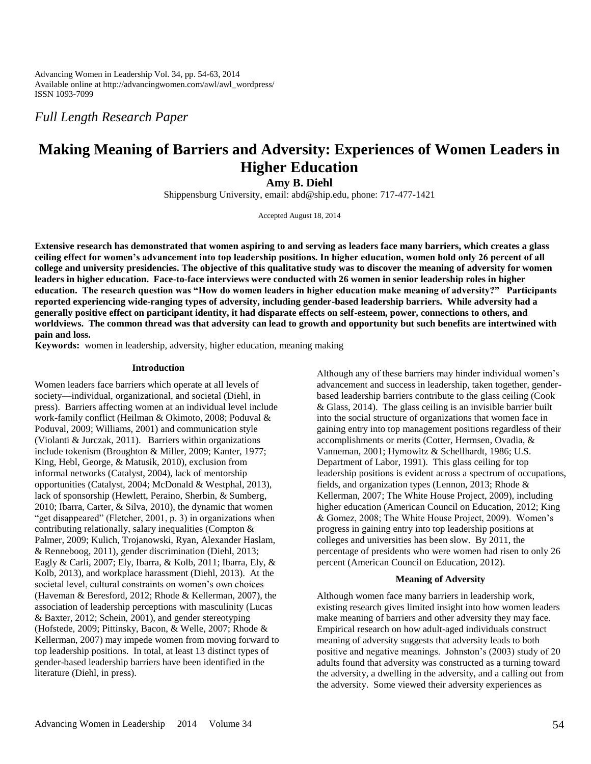*Full Length Research Paper*

# Making Meaning of Barriers and Adversity: Experiences of Women Leaders in Higher Education

**Amy B. Diehl**

Shippensburg University, email: abd@ship.edu, phone: 717-477-1421

Accepted August 18, 2014

**Extensive research has demonstrated that women aspiring to and serving as leaders face many barriers, which creates a glass ceiling effect for women's advancement into top leadership positions. In higher education, women hold only 26 percent of all college and university presidencies. The objective of this qualitative study was to discover the meaning of adversity for women leaders in higher education. Face-to-face interviews were conducted with 26 women in senior leadership roles in higher education. The research question was "How do women leaders in higher education make meaning of adversity?" Participants reported experiencing wide-ranging types of adversity, including gender-based leadership barriers. While adversity had a generally positive effect on participant identity, it had disparate effects on self-esteem, power, connections to others, and worldviews. The common thread was that adversity can lead to growth and opportunity but such benefits are intertwined with pain and loss.**

**Keywords:** women in leadership, adversity, higher education, meaning making

## Introduction

Women leaders face barriers which operate at all levels of society—individual, organizational, and societal (Diehl, in press). Barriers affecting women at an individual level include work-family conflict (Heilman & Okimoto, 2008; Poduval & Poduval, 2009; Williams, 2001) and communication style (Violanti & Jurczak, 2011). Barriers within organizations include tokenism (Broughton & Miller, 2009; Kanter, 1977; King, Hebl, George, & Matusik, 2010), exclusion from informal networks (Catalyst, 2004), lack of mentorship opportunities (Catalyst, 2004; McDonald & Westphal, 2013), lack of sponsorship (Hewlett, Peraino, Sherbin, & Sumberg, 2010; Ibarra, Carter, & Silva, 2010), the dynamic that women "get disappeared" (Fletcher, 2001, p. 3) in organizations when contributing relationally, salary inequalities (Compton & Palmer, 2009; Kulich, Trojanowski, Ryan, Alexander Haslam, & Renneboog, 2011), gender discrimination (Diehl, 2013; Eagly & Carli, 2007; Ely, Ibarra, & Kolb, 2011; Ibarra, Ely, & Kolb, 2013), and workplace harassment (Diehl, 2013). At the societal level, cultural constraints on women's own choices (Haveman & Beresford, 2012; Rhode & Kellerman, 2007), the association of leadership perceptions with masculinity (Lucas & Baxter, 2012; Schein, 2001), and gender stereotyping (Hofstede, 2009; Pittinsky, Bacon, & Welle, 2007; Rhode & Kellerman, 2007) may impede women from moving forward to top leadership positions. In total, at least 13 distinct types of gender-based leadership barriers have been identified in the literature (Diehl, in press).

Although any of these barriers may hinder individual women's advancement and success in leadership, taken together, gender-based leadership barriers contribute to the glass ceiling (Cook & Glass, 2014). The glass ceiling is an invisible barrier built into the social structure of organizations that women face in gaining entry into top management positions regardless of their accomplishments or merits (Cotter, Hermsen, Ovadia, & Vanneman, 2001; Hymowitz & Schellhardt, 1986; U.S. Department of Labor, 1991). This glass ceiling for top leadership positions is evident across a spectrum of occupations, fields, and organization types (Lennon, 2013; Rhode & Kellerman, 2007; The White House Project, 2009), including higher education (American Council on Education, 2012; King & Gomez, 2008; The White House Project, 2009). Women's progress in gaining entry into top leadership positions at colleges and universities has been slow. By 2011, the percentage of presidents who were women had risen to only 26 percent (American Council on Education, 2012).

## Meaning of Adversity

Although women face many barriers in leadership work, existing research gives limited insight into how women leaders make meaning of barriers and other adversity they may face. Empirical research on how adult-aged individuals construct meaning of adversity suggests that adversity leads to both positive and negative meanings. Johnston's (2003) study of 20 adults found that adversity was constructed as a turning toward the adversity, a dwelling in the adversity, and a calling out from the adversity. Some viewed their adversity experiences as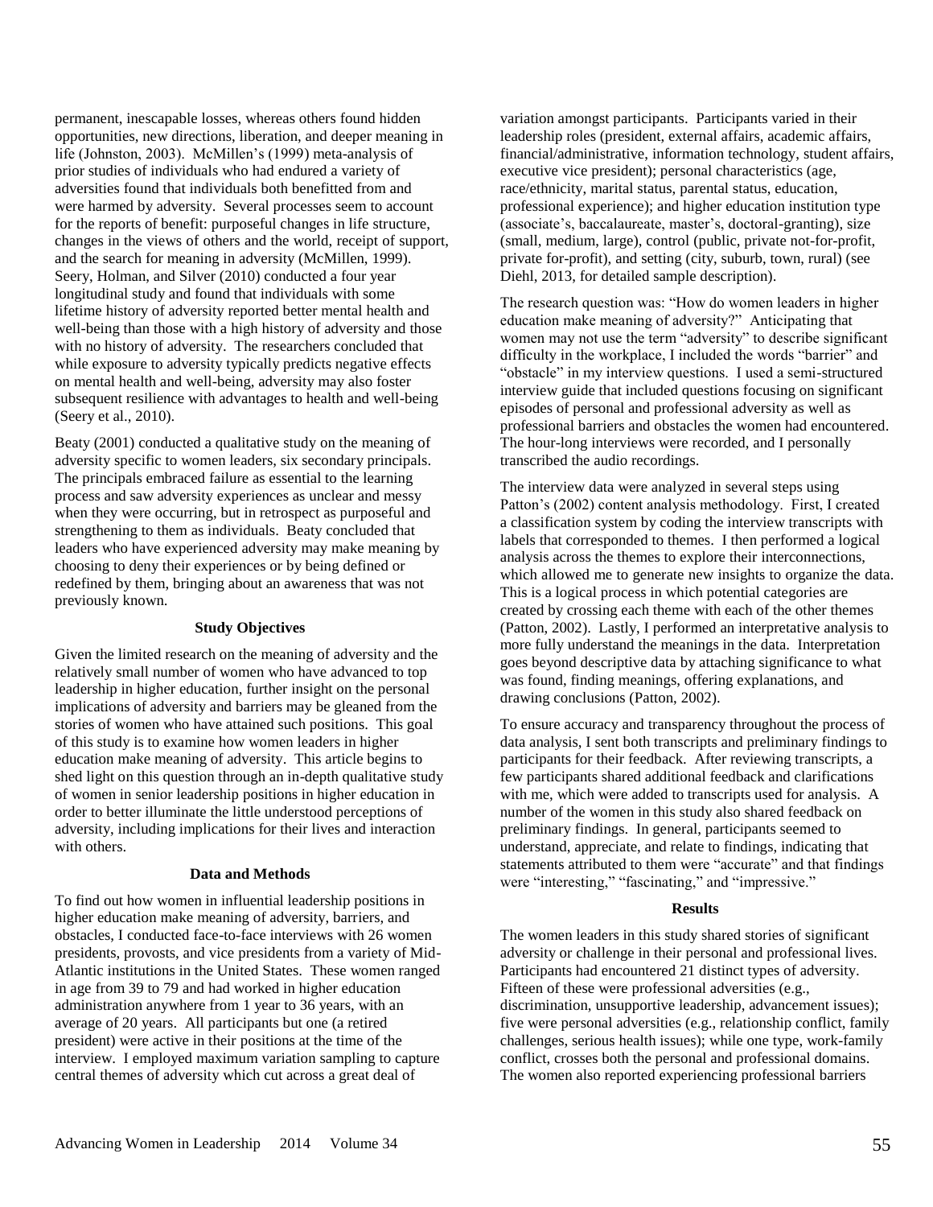permanent, inescapable losses, whereas others found hidden opportunities, new directions, liberation, and deeper meaning in life (Johnston, 2003). McMillen's (1999) meta-analysis of prior studies of individuals who had endured a variety of adversities found that individuals both benefitted from and were harmed by adversity. Several processes seem to account for the reports of benefit: purposeful changes in life structure, changes in the views of others and the world, receipt of support, and the search for meaning in adversity (McMillen, 1999). Seery, Holman, and Silver (2010) conducted a four year longitudinal study and found that individuals with some lifetime history of adversity reported better mental health and well-being than those with a high history of adversity and those with no history of adversity. The researchers concluded that while exposure to adversity typically predicts negative effects on mental health and well-being, adversity may also foster subsequent resilience with advantages to health and well-being (Seery et al., 2010).

Beaty (2001) conducted a qualitative study on the meaning of adversity specific to women leaders, six secondary principals. The principals embraced failure as essential to the learning process and saw adversity experiences as unclear and messy when they were occurring, but in retrospect as purposeful and strengthening to them as individuals. Beaty concluded that leaders who have experienced adversity may make meaning by choosing to deny their experiences or by being defined or redefined by them, bringing about an awareness that was not previously known.

### Study Objectives

Given the limited research on the meaning of adversity and the relatively small number of women who have advanced to top leadership in higher education, further insight on the personal implications of adversity and barriers may be gleaned from the stories of women who have attained such positions. This goal of this study is to examine how women leaders in higher education make meaning of adversity. This article begins to shed light on this question through an in-depth qualitative study of women in senior leadership positions in higher education in order to better illuminate the little understood perceptions of adversity, including implications for their lives and interaction with others.

### Data and Methods

To find out how women in influential leadership positions in higher education make meaning of adversity, barriers, and obstacles, I conducted face-to-face interviews with 26 women presidents, provosts, and vice presidents from a variety of Mid-Atlantic institutions in the United States. These women ranged in age from 39 to 79 and had worked in higher education administration anywhere from 1 year to 36 years, with an average of 20 years. All participants but one (a retired president) were active in their positions at the time of the interview. I employed maximum variation sampling to capture central themes of adversity which cut across a great deal of variation amongst participants. Participants varied in their leadership roles (president, external affairs, academic affairs, financial/administrative, information technology, student affairs, executive vice president); personal characteristics (age, race/ethnicity, marital status, parental status, education, professional experience); and higher education institution type (associate's, baccalaureate, master's, doctoral-granting), size (small, medium, large), control (public, private not-for-profit, private for-profit), and setting (city, suburb, town, rural) (see Diehl, 2013, for detailed sample description).

The research question was: "How do women leaders in higher education make meaning of adversity?" Anticipating that women may not use the term "adversity" to describe significant difficulty in the workplace, I included the words "barrier" and "obstacle" in my interview questions. I used a semi-structured interview guide that included questions focusing on significant episodes of personal and professional adversity as well as professional barriers and obstacles the women had encountered. The hour-long interviews were recorded, and I personally transcribed the audio recordings.

The interview data were analyzed in several steps using Patton's (2002) content analysis methodology. First, I created a classification system by coding the interview transcripts with labels that corresponded to themes. I then performed a logical analysis across the themes to explore their interconnections, which allowed me to generate new insights to organize the data. This is a logical process in which potential categories are created by crossing each theme with each of the other themes (Patton, 2002). Lastly, I performed an interpretative analysis to more fully understand the meanings in the data. Interpretation goes beyond descriptive data by attaching significance to what was found, finding meanings, offering explanations, and drawing conclusions (Patton, 2002).

To ensure accuracy and transparency throughout the process of data analysis, I sent both transcripts and preliminary findings to participants for their feedback. After reviewing transcripts, a few participants shared additional feedback and clarifications with me, which were added to transcripts used for analysis. A number of the women in this study also shared feedback on preliminary findings. In general, participants seemed to understand, appreciate, and relate to findings, indicating that statements attributed to them were "accurate" and that findings were "interesting," "fascinating," and "impressive."

### Results

The women leaders in this study shared stories of significant adversity or challenge in their personal and professional lives. Participants had encountered 21 distinct types of adversity. Fifteen of these were professional adversities (e.g., discrimination, unsupportive leadership, advancement issues); five were personal adversities (e.g., relationship conflict, family challenges, serious health issues); while one type, work-family conflict, crosses both the personal and professional domains. The women also reported experiencing professional barriers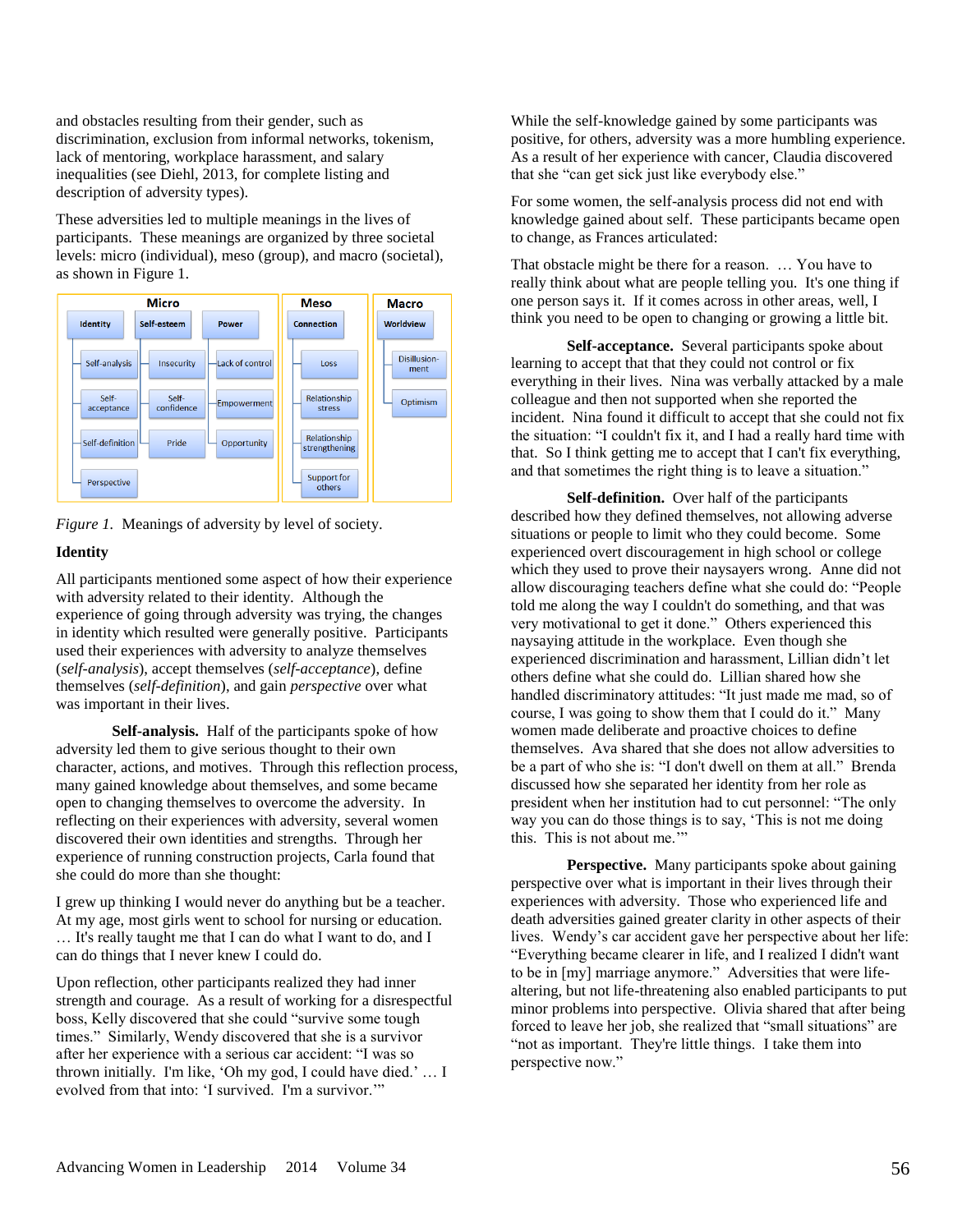and obstacles resulting from their gender, such as discrimination, exclusion from informal networks, tokenism, lack of mentoring, workplace harassment, and salary inequalities (see Diehl, 2013, for complete listing and description of adversity types).

These adversities led to multiple meanings in the lives of participants. These meanings are organized by three societal levels: micro (individual), meso (group), and macro (societal), as shown in Figure 1.

| Micro | | | Meso | Macro |
|---|---|---|---|---|
| Identity | Self-esteem | Power | Connection | Worldview |
| Self-analysis | Insecurity | Lack of control | Loss | Disillusionment |
| Self-acceptance | Self-confidence | Empowerment | Relationship stress | Optimism |
| Self-definition | Pride | Opportunity | Relationship strengthening | |
| Perspective | | | Support for others | |

*Figure 1.* Meanings of adversity by level of society.

### Identity

All participants mentioned some aspect of how their experience with adversity related to their identity. Although the experience of going through adversity was trying, the changes in identity which resulted were generally positive. Participants used their experiences with adversity to analyze themselves (*self-analysis*), accept themselves (*self-acceptance*), define themselves (*self-definition*), and gain *perspective* over what was important in their lives.

**Self-analysis.** Half of the participants spoke of how adversity led them to give serious thought to their own character, actions, and motives. Through this reflection process, many gained knowledge about themselves, and some became open to changing themselves to overcome the adversity. In reflecting on their experiences with adversity, several women discovered their own identities and strengths. Through her experience of running construction projects, Carla found that she could do more than she thought:

I grew up thinking I would never do anything but be a teacher. At my age, most girls went to school for nursing or education. … It's really taught me that I can do what I want to do, and I can do things that I never knew I could do.

Upon reflection, other participants realized they had inner strength and courage. As a result of working for a disrespectful boss, Kelly discovered that she could "survive some tough times." Similarly, Wendy discovered that she is a survivor after her experience with a serious car accident: "I was so thrown initially. I'm like, 'Oh my god, I could have died.' … I evolved from that into: 'I survived. I'm a survivor.'"

While the self-knowledge gained by some participants was positive, for others, adversity was a more humbling experience. As a result of her experience with cancer, Claudia discovered that she "can get sick just like everybody else."

For some women, the self-analysis process did not end with knowledge gained about self. These participants became open to change, as Frances articulated:

That obstacle might be there for a reason. … You have to really think about what are people telling you. It's one thing if one person says it. If it comes across in other areas, well, I think you need to be open to changing or growing a little bit.

**Self-acceptance.** Several participants spoke about learning to accept that that they could not control or fix everything in their lives. Nina was verbally attacked by a male colleague and then not supported when she reported the incident. Nina found it difficult to accept that she could not fix the situation: "I couldn't fix it, and I had a really hard time with that. So I think getting me to accept that I can't fix everything, and that sometimes the right thing is to leave a situation."

**Self-definition.** Over half of the participants described how they defined themselves, not allowing adverse situations or people to limit who they could become. Some experienced overt discouragement in high school or college which they used to prove their naysayers wrong. Anne did not allow discouraging teachers define what she could do: "People told me along the way I couldn't do something, and that was very motivational to get it done." Others experienced this naysaying attitude in the workplace. Even though she experienced discrimination and harassment, Lillian didn't let others define what she could do. Lillian shared how she handled discriminatory attitudes: "It just made me mad, so of course, I was going to show them that I could do it." Many women made deliberate and proactive choices to define themselves. Ava shared that she does not allow adversities to be a part of who she is: "I don't dwell on them at all." Brenda discussed how she separated her identity from her role as president when her institution had to cut personnel: "The only way you can do those things is to say, 'This is not me doing this. This is not about me.'"

**Perspective.** Many participants spoke about gaining perspective over what is important in their lives through their experiences with adversity. Those who experienced life and death adversities gained greater clarity in other aspects of their lives. Wendy's car accident gave her perspective about her life: "Everything became clearer in life, and I realized I didn't want to be in [my] marriage anymore." Adversities that were life-altering, but not life-threatening also enabled participants to put minor problems into perspective. Olivia shared that after being forced to leave her job, she realized that "small situations" are "not as important. They're little things. I take them into perspective now."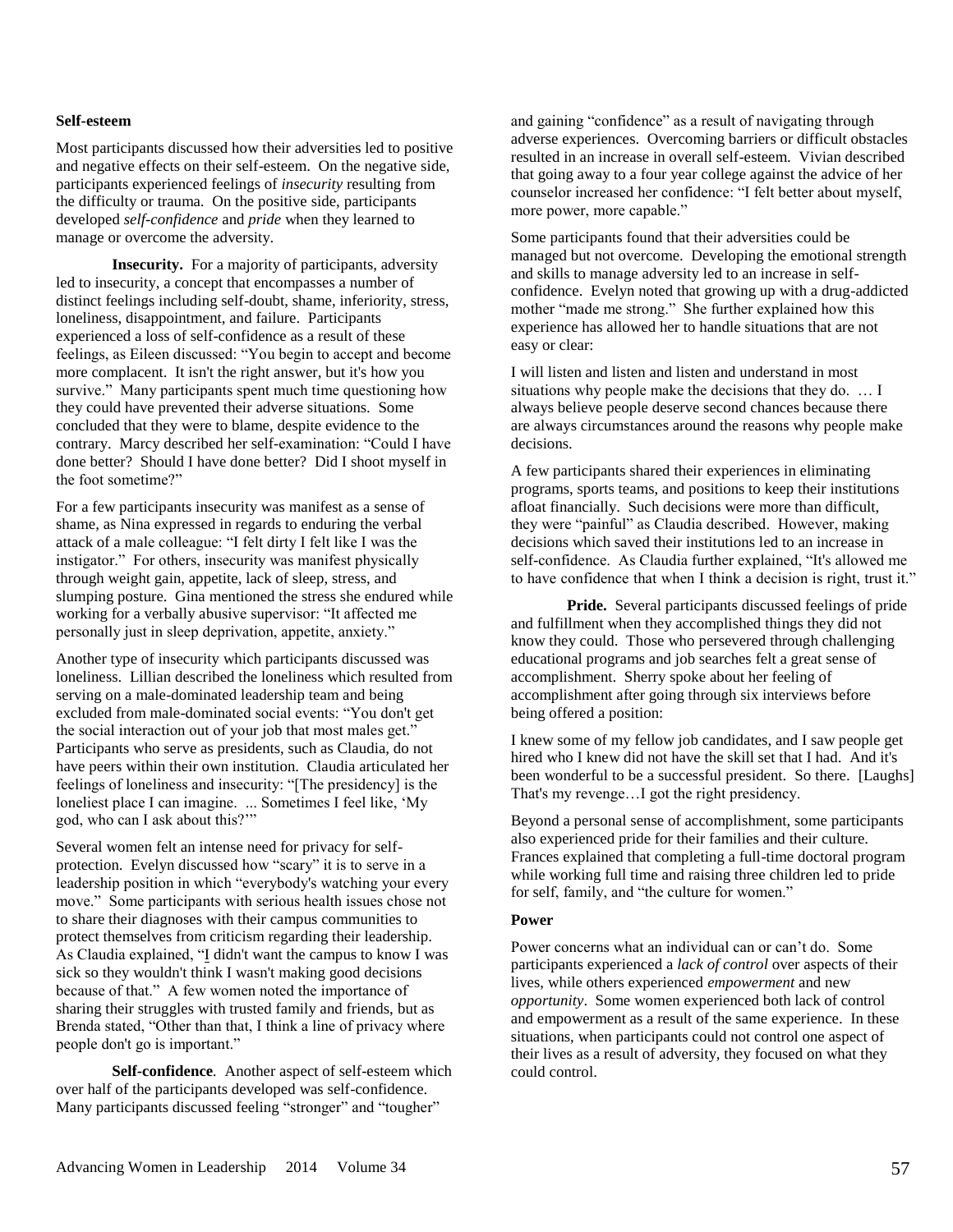### Self-esteem

Most participants discussed how their adversities led to positive and negative effects on their self-esteem. On the negative side, participants experienced feelings of *insecurity* resulting from the difficulty or trauma. On the positive side, participants developed *self-confidence* and *pride* when they learned to manage or overcome the adversity.

**Insecurity.** For a majority of participants, adversity led to insecurity, a concept that encompasses a number of distinct feelings including self-doubt, shame, inferiority, stress, loneliness, disappointment, and failure. Participants experienced a loss of self-confidence as a result of these feelings, as Eileen discussed: "You begin to accept and become more complacent. It isn't the right answer, but it's how you survive." Many participants spent much time questioning how they could have prevented their adverse situations. Some concluded that they were to blame, despite evidence to the contrary. Marcy described her self-examination: "Could I have done better? Should I have done better? Did I shoot myself in the foot sometime?"

For a few participants insecurity was manifest as a sense of shame, as Nina expressed in regards to enduring the verbal attack of a male colleague: "I felt dirty I felt like I was the instigator." For others, insecurity was manifest physically through weight gain, appetite, lack of sleep, stress, and slumping posture. Gina mentioned the stress she endured while working for a verbally abusive supervisor: "It affected me personally just in sleep deprivation, appetite, anxiety."

Another type of insecurity which participants discussed was loneliness. Lillian described the loneliness which resulted from serving on a male-dominated leadership team and being excluded from male-dominated social events: "You don't get the social interaction out of your job that most males get." Participants who serve as presidents, such as Claudia, do not have peers within their own institution. Claudia articulated her feelings of loneliness and insecurity: "[The presidency] is the loneliest place I can imagine. ... Sometimes I feel like, 'My god, who can I ask about this?'"

Several women felt an intense need for privacy for self-protection. Evelyn discussed how "scary" it is to serve in a leadership position in which "everybody's watching your every move." Some participants with serious health issues chose not to share their diagnoses with their campus communities to protect themselves from criticism regarding their leadership. As Claudia explained, "I didn't want the campus to know I was sick so they wouldn't think I wasn't making good decisions because of that." A few women noted the importance of sharing their struggles with trusted family and friends, but as Brenda stated, "Other than that, I think a line of privacy where people don't go is important."

**Self-confidence**. Another aspect of self-esteem which over half of the participants developed was self-confidence. Many participants discussed feeling "stronger" and "tougher" and gaining "confidence" as a result of navigating through adverse experiences. Overcoming barriers or difficult obstacles resulted in an increase in overall self-esteem. Vivian described that going away to a four year college against the advice of her counselor increased her confidence: "I felt better about myself, more power, more capable."

Some participants found that their adversities could be managed but not overcome. Developing the emotional strength and skills to manage adversity led to an increase in self-confidence. Evelyn noted that growing up with a drug-addicted mother "made me strong." She further explained how this experience has allowed her to handle situations that are not easy or clear:

I will listen and listen and listen and understand in most situations why people make the decisions that they do. … I always believe people deserve second chances because there are always circumstances around the reasons why people make decisions.

A few participants shared their experiences in eliminating programs, sports teams, and positions to keep their institutions afloat financially. Such decisions were more than difficult, they were "painful" as Claudia described. However, making decisions which saved their institutions led to an increase in self-confidence. As Claudia further explained, "It's allowed me to have confidence that when I think a decision is right, trust it."

**Pride.** Several participants discussed feelings of pride and fulfillment when they accomplished things they did not know they could. Those who persevered through challenging educational programs and job searches felt a great sense of accomplishment. Sherry spoke about her feeling of accomplishment after going through six interviews before being offered a position:

I knew some of my fellow job candidates, and I saw people get hired who I knew did not have the skill set that I had. And it's been wonderful to be a successful president. So there. [Laughs] That's my revenge…I got the right presidency.

Beyond a personal sense of accomplishment, some participants also experienced pride for their families and their culture. Frances explained that completing a full-time doctoral program while working full time and raising three children led to pride for self, family, and "the culture for women."

### Power

Power concerns what an individual can or can't do. Some participants experienced a *lack of control* over aspects of their lives, while others experienced *empowerment* and new *opportunity*. Some women experienced both lack of control and empowerment as a result of the same experience. In these situations, when participants could not control one aspect of their lives as a result of adversity, they focused on what they could control.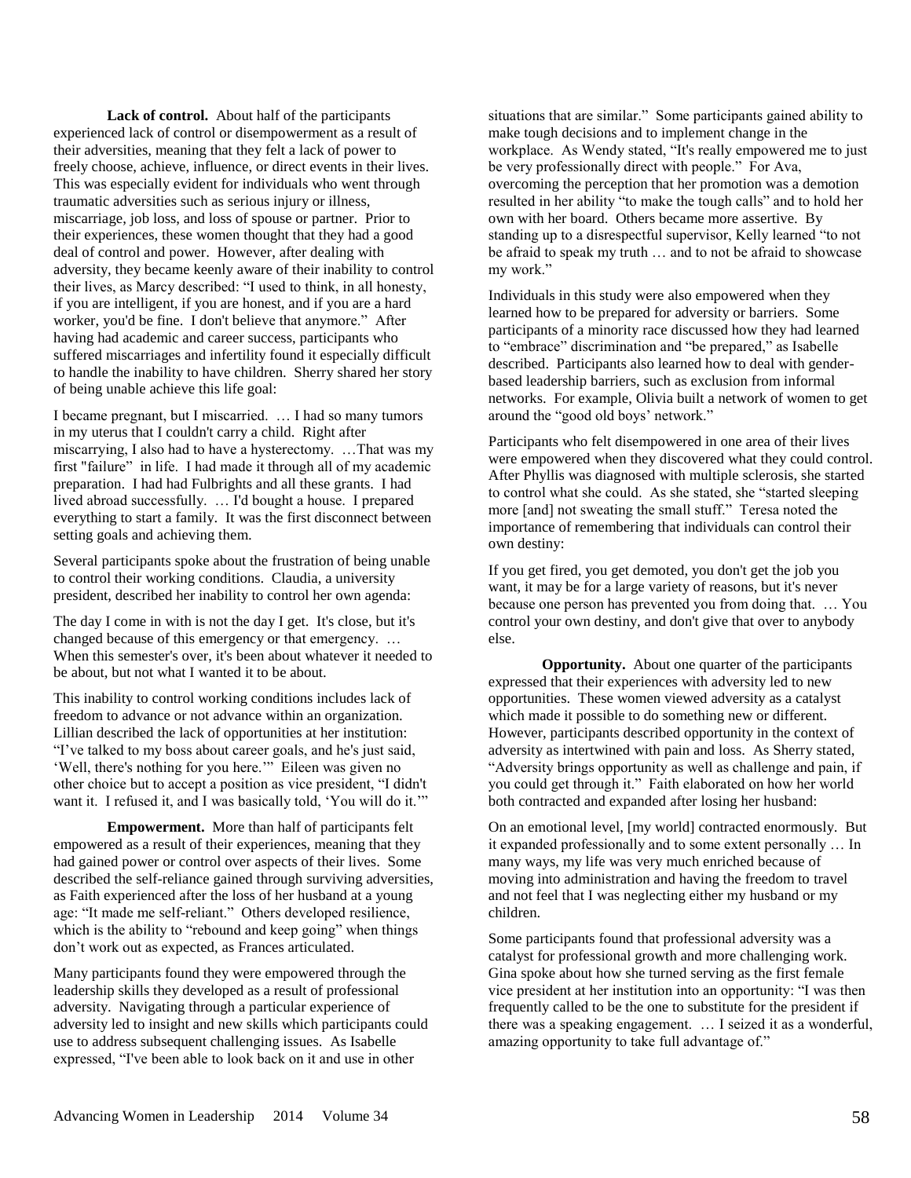**Lack of control.** About half of the participants experienced lack of control or disempowerment as a result of their adversities, meaning that they felt a lack of power to freely choose, achieve, influence, or direct events in their lives. This was especially evident for individuals who went through traumatic adversities such as serious injury or illness, miscarriage, job loss, and loss of spouse or partner. Prior to their experiences, these women thought that they had a good deal of control and power. However, after dealing with adversity, they became keenly aware of their inability to control their lives, as Marcy described: "I used to think, in all honesty, if you are intelligent, if you are honest, and if you are a hard worker, you'd be fine. I don't believe that anymore." After having had academic and career success, participants who suffered miscarriages and infertility found it especially difficult to handle the inability to have children. Sherry shared her story of being unable achieve this life goal:

I became pregnant, but I miscarried. … I had so many tumors in my uterus that I couldn't carry a child. Right after miscarrying, I also had to have a hysterectomy. …That was my first "failure" in life. I had made it through all of my academic preparation. I had had Fulbrights and all these grants. I had lived abroad successfully. … I'd bought a house. I prepared everything to start a family. It was the first disconnect between setting goals and achieving them.

Several participants spoke about the frustration of being unable to control their working conditions. Claudia, a university president, described her inability to control her own agenda:

The day I come in with is not the day I get. It's close, but it's changed because of this emergency or that emergency. … When this semester's over, it's been about whatever it needed to be about, but not what I wanted it to be about.

This inability to control working conditions includes lack of freedom to advance or not advance within an organization. Lillian described the lack of opportunities at her institution: "I've talked to my boss about career goals, and he's just said, 'Well, there's nothing for you here.'" Eileen was given no other choice but to accept a position as vice president, "I didn't want it. I refused it, and I was basically told, 'You will do it.'"

**Empowerment.** More than half of participants felt empowered as a result of their experiences, meaning that they had gained power or control over aspects of their lives. Some described the self-reliance gained through surviving adversities, as Faith experienced after the loss of her husband at a young age: "It made me self-reliant." Others developed resilience, which is the ability to "rebound and keep going" when things don't work out as expected, as Frances articulated.

Many participants found they were empowered through the leadership skills they developed as a result of professional adversity. Navigating through a particular experience of adversity led to insight and new skills which participants could use to address subsequent challenging issues. As Isabelle expressed, "I've been able to look back on it and use in other situations that are similar." Some participants gained ability to make tough decisions and to implement change in the workplace. As Wendy stated, "It's really empowered me to just be very professionally direct with people." For Ava, overcoming the perception that her promotion was a demotion resulted in her ability "to make the tough calls" and to hold her own with her board. Others became more assertive. By standing up to a disrespectful supervisor, Kelly learned "to not be afraid to speak my truth … and to not be afraid to showcase my work."

Individuals in this study were also empowered when they learned how to be prepared for adversity or barriers. Some participants of a minority race discussed how they had learned to "embrace" discrimination and "be prepared," as Isabelle described. Participants also learned how to deal with gender-based leadership barriers, such as exclusion from informal networks. For example, Olivia built a network of women to get around the "good old boys' network."

Participants who felt disempowered in one area of their lives were empowered when they discovered what they could control. After Phyllis was diagnosed with multiple sclerosis, she started to control what she could. As she stated, she "started sleeping more [and] not sweating the small stuff." Teresa noted the importance of remembering that individuals can control their own destiny:

If you get fired, you get demoted, you don't get the job you want, it may be for a large variety of reasons, but it's never because one person has prevented you from doing that. … You control your own destiny, and don't give that over to anybody else.

**Opportunity.** About one quarter of the participants expressed that their experiences with adversity led to new opportunities. These women viewed adversity as a catalyst which made it possible to do something new or different. However, participants described opportunity in the context of adversity as intertwined with pain and loss. As Sherry stated, "Adversity brings opportunity as well as challenge and pain, if you could get through it." Faith elaborated on how her world both contracted and expanded after losing her husband:

On an emotional level, [my world] contracted enormously. But it expanded professionally and to some extent personally … In many ways, my life was very much enriched because of moving into administration and having the freedom to travel and not feel that I was neglecting either my husband or my children.

Some participants found that professional adversity was a catalyst for professional growth and more challenging work. Gina spoke about how she turned serving as the first female vice president at her institution into an opportunity: "I was then frequently called to be the one to substitute for the president if there was a speaking engagement. … I seized it as a wonderful, amazing opportunity to take full advantage of."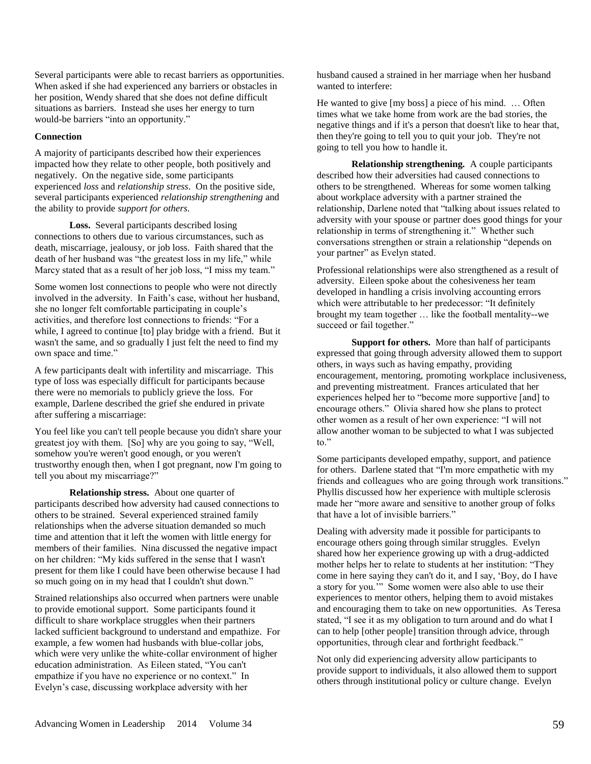Several participants were able to recast barriers as opportunities. When asked if she had experienced any barriers or obstacles in her position, Wendy shared that she does not define difficult situations as barriers. Instead she uses her energy to turn would-be barriers "into an opportunity."

**Connection**

A majority of participants described how their experiences impacted how they relate to other people, both positively and negatively. On the negative side, some participants experienced *loss* and *relationship stress*. On the positive side, several participants experienced *relationship strengthening* and the ability to provide *support for others*.

**Loss.** Several participants described losing connections to others due to various circumstances, such as death, miscarriage, jealousy, or job loss. Faith shared that the death of her husband was "the greatest loss in my life," while Marcy stated that as a result of her job loss, "I miss my team."

Some women lost connections to people who were not directly involved in the adversity. In Faith's case, without her husband, she no longer felt comfortable participating in couple's activities, and therefore lost connections to friends: "For a while, I agreed to continue [to] play bridge with a friend. But it wasn't the same, and so gradually I just felt the need to find my own space and time."

A few participants dealt with infertility and miscarriage. This type of loss was especially difficult for participants because there were no memorials to publicly grieve the loss. For example, Darlene described the grief she endured in private after suffering a miscarriage:

You feel like you can't tell people because you didn't share your greatest joy with them. [So] why are you going to say, "Well, somehow you're weren't good enough, or you weren't trustworthy enough then, when I got pregnant, now I'm going to tell you about my miscarriage?"

**Relationship stress.** About one quarter of participants described how adversity had caused connections to others to be strained. Several experienced strained family relationships when the adverse situation demanded so much time and attention that it left the women with little energy for members of their families. Nina discussed the negative impact on her children: "My kids suffered in the sense that I wasn't present for them like I could have been otherwise because I had so much going on in my head that I couldn't shut down."

Strained relationships also occurred when partners were unable to provide emotional support. Some participants found it difficult to share workplace struggles when their partners lacked sufficient background to understand and empathize. For example, a few women had husbands with blue-collar jobs, which were very unlike the white-collar environment of higher education administration. As Eileen stated, "You can't empathize if you have no experience or no context." In Evelyn's case, discussing workplace adversity with her husband caused a strained in her marriage when her husband wanted to interfere:

He wanted to give [my boss] a piece of his mind. … Often times what we take home from work are the bad stories, the negative things and if it's a person that doesn't like to hear that, then they're going to tell you to quit your job. They're not going to tell you how to handle it.

**Relationship strengthening.** A couple participants described how their adversities had caused connections to others to be strengthened. Whereas for some women talking about workplace adversity with a partner strained the relationship, Darlene noted that "talking about issues related to adversity with your spouse or partner does good things for your relationship in terms of strengthening it." Whether such conversations strengthen or strain a relationship "depends on your partner" as Evelyn stated.

Professional relationships were also strengthened as a result of adversity. Eileen spoke about the cohesiveness her team developed in handling a crisis involving accounting errors which were attributable to her predecessor: "It definitely brought my team together … like the football mentality--we succeed or fail together."

**Support for others.** More than half of participants expressed that going through adversity allowed them to support others, in ways such as having empathy, providing encouragement, mentoring, promoting workplace inclusiveness, and preventing mistreatment. Frances articulated that her experiences helped her to "become more supportive [and] to encourage others." Olivia shared how she plans to protect other women as a result of her own experience: "I will not allow another woman to be subjected to what I was subjected to."

Some participants developed empathy, support, and patience for others. Darlene stated that "I'm more empathetic with my friends and colleagues who are going through work transitions." Phyllis discussed how her experience with multiple sclerosis made her "more aware and sensitive to another group of folks that have a lot of invisible barriers."

Dealing with adversity made it possible for participants to encourage others going through similar struggles. Evelyn shared how her experience growing up with a drug-addicted mother helps her to relate to students at her institution: "They come in here saying they can't do it, and I say, 'Boy, do I have a story for you.'" Some women were also able to use their experiences to mentor others, helping them to avoid mistakes and encouraging them to take on new opportunities. As Teresa stated, "I see it as my obligation to turn around and do what I can to help [other people] transition through advice, through opportunities, through clear and forthright feedback."

Not only did experiencing adversity allow participants to provide support to individuals, it also allowed them to support others through institutional policy or culture change. Evelyn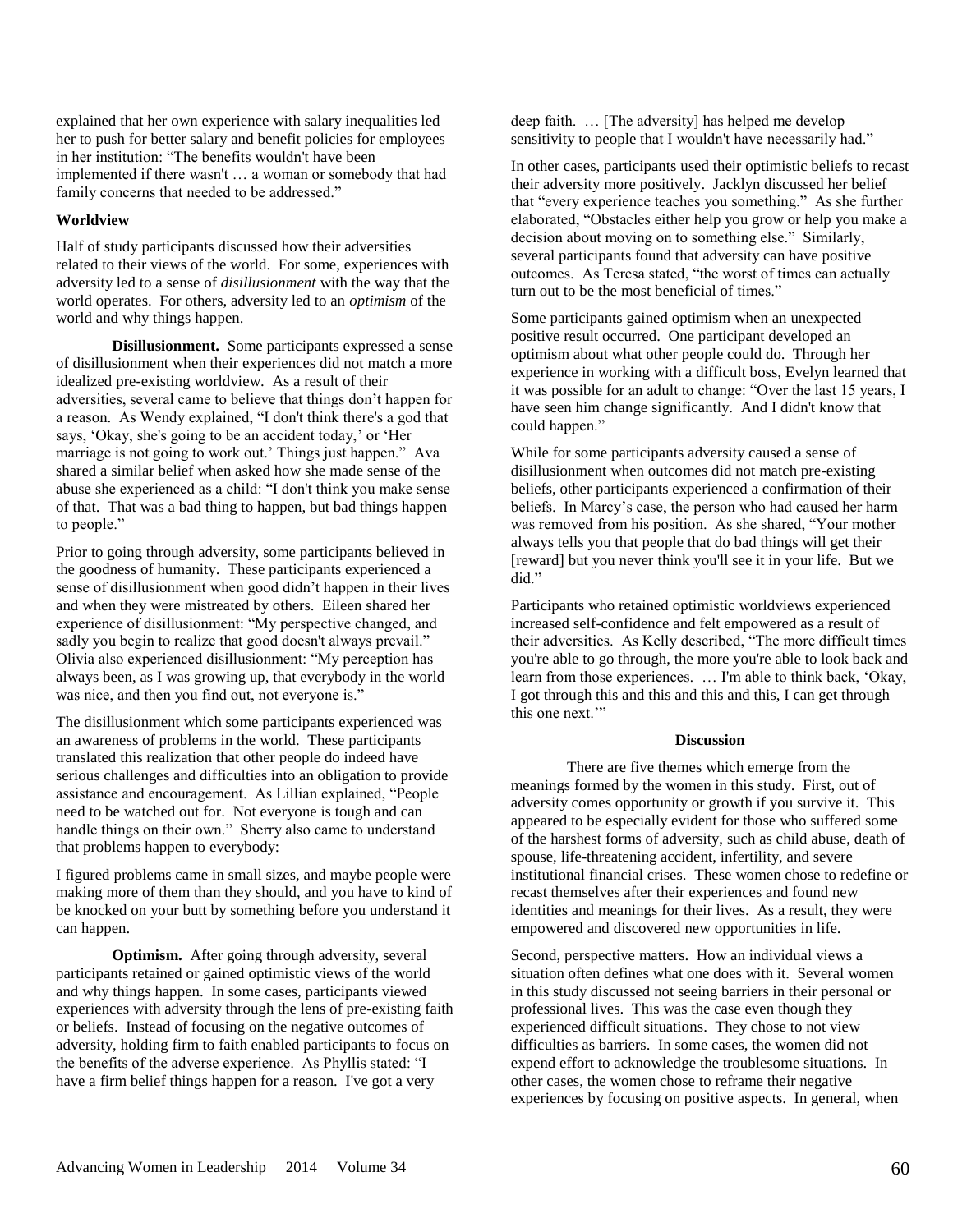explained that her own experience with salary inequalities led her to push for better salary and benefit policies for employees in her institution: "The benefits wouldn't have been implemented if there wasn't … a woman or somebody that had family concerns that needed to be addressed."

### Worldview

Half of study participants discussed how their adversities related to their views of the world. For some, experiences with adversity led to a sense of *disillusionment* with the way that the world operates. For others, adversity led to an *optimism* of the world and why things happen.

**Disillusionment.** Some participants expressed a sense of disillusionment when their experiences did not match a more idealized pre-existing worldview. As a result of their adversities, several came to believe that things don't happen for a reason. As Wendy explained, "I don't think there's a god that says, 'Okay, she's going to be an accident today,' or 'Her marriage is not going to work out.' Things just happen." Ava shared a similar belief when asked how she made sense of the abuse she experienced as a child: "I don't think you make sense of that. That was a bad thing to happen, but bad things happen to people."

Prior to going through adversity, some participants believed in the goodness of humanity. These participants experienced a sense of disillusionment when good didn't happen in their lives and when they were mistreated by others. Eileen shared her experience of disillusionment: "My perspective changed, and sadly you begin to realize that good doesn't always prevail." Olivia also experienced disillusionment: "My perception has always been, as I was growing up, that everybody in the world was nice, and then you find out, not everyone is."

The disillusionment which some participants experienced was an awareness of problems in the world. These participants translated this realization that other people do indeed have serious challenges and difficulties into an obligation to provide assistance and encouragement. As Lillian explained, "People need to be watched out for. Not everyone is tough and can handle things on their own." Sherry also came to understand that problems happen to everybody:

I figured problems came in small sizes, and maybe people were making more of them than they should, and you have to kind of be knocked on your butt by something before you understand it can happen.

**Optimism.** After going through adversity, several participants retained or gained optimistic views of the world and why things happen. In some cases, participants viewed experiences with adversity through the lens of pre-existing faith or beliefs. Instead of focusing on the negative outcomes of adversity, holding firm to faith enabled participants to focus on the benefits of the adverse experience. As Phyllis stated: "I have a firm belief things happen for a reason. I've got a very deep faith. … [The adversity] has helped me develop sensitivity to people that I wouldn't have necessarily had."

In other cases, participants used their optimistic beliefs to recast their adversity more positively. Jacklyn discussed her belief that "every experience teaches you something." As she further elaborated, "Obstacles either help you grow or help you make a decision about moving on to something else." Similarly, several participants found that adversity can have positive outcomes. As Teresa stated, "the worst of times can actually turn out to be the most beneficial of times."

Some participants gained optimism when an unexpected positive result occurred. One participant developed an optimism about what other people could do. Through her experience in working with a difficult boss, Evelyn learned that it was possible for an adult to change: "Over the last 15 years, I have seen him change significantly. And I didn't know that could happen."

While for some participants adversity caused a sense of disillusionment when outcomes did not match pre-existing beliefs, other participants experienced a confirmation of their beliefs. In Marcy's case, the person who had caused her harm was removed from his position. As she shared, "Your mother always tells you that people that do bad things will get their [reward] but you never think you'll see it in your life. But we did."

Participants who retained optimistic worldviews experienced increased self-confidence and felt empowered as a result of their adversities. As Kelly described, "The more difficult times you're able to go through, the more you're able to look back and learn from those experiences. … I'm able to think back, 'Okay, I got through this and this and this and this, I can get through this one next.'"

## Discussion

There are five themes which emerge from the meanings formed by the women in this study. First, out of adversity comes opportunity or growth if you survive it. This appeared to be especially evident for those who suffered some of the harshest forms of adversity, such as child abuse, death of spouse, life-threatening accident, infertility, and severe institutional financial crises. These women chose to redefine or recast themselves after their experiences and found new identities and meanings for their lives. As a result, they were empowered and discovered new opportunities in life.

Second, perspective matters. How an individual views a situation often defines what one does with it. Several women in this study discussed not seeing barriers in their personal or professional lives. This was the case even though they experienced difficult situations. They chose to not view difficulties as barriers. In some cases, the women did not expend effort to acknowledge the troublesome situations. In other cases, the women chose to reframe their negative experiences by focusing on positive aspects. In general, when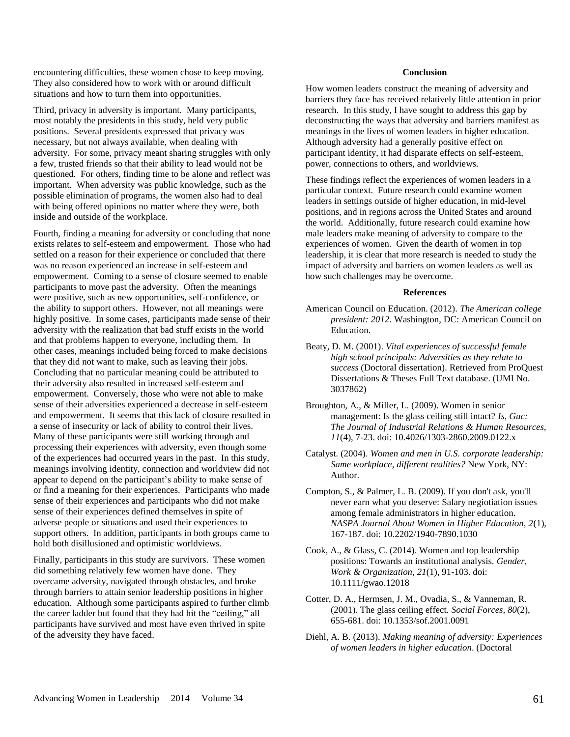encountering difficulties, these women chose to keep moving. They also considered how to work with or around difficult situations and how to turn them into opportunities.

Third, privacy in adversity is important. Many participants, most notably the presidents in this study, held very public positions. Several presidents expressed that privacy was necessary, but not always available, when dealing with adversity. For some, privacy meant sharing struggles with only a few, trusted friends so that their ability to lead would not be questioned. For others, finding time to be alone and reflect was important. When adversity was public knowledge, such as the possible elimination of programs, the women also had to deal with being offered opinions no matter where they were, both inside and outside of the workplace.

Fourth, finding a meaning for adversity or concluding that none exists relates to self-esteem and empowerment. Those who had settled on a reason for their experience or concluded that there was no reason experienced an increase in self-esteem and empowerment. Coming to a sense of closure seemed to enable participants to move past the adversity. Often the meanings were positive, such as new opportunities, self-confidence, or the ability to support others. However, not all meanings were highly positive. In some cases, participants made sense of their adversity with the realization that bad stuff exists in the world and that problems happen to everyone, including them. In other cases, meanings included being forced to make decisions that they did not want to make, such as leaving their jobs. Concluding that no particular meaning could be attributed to their adversity also resulted in increased self-esteem and empowerment. Conversely, those who were not able to make sense of their adversities experienced a decrease in self-esteem and empowerment. It seems that this lack of closure resulted in a sense of insecurity or lack of ability to control their lives. Many of these participants were still working through and processing their experiences with adversity, even though some of the experiences had occurred years in the past. In this study, meanings involving identity, connection and worldview did not appear to depend on the participant's ability to make sense of or find a meaning for their experiences. Participants who made sense of their experiences and participants who did not make sense of their experiences defined themselves in spite of adverse people or situations and used their experiences to support others. In addition, participants in both groups came to hold both disillusioned and optimistic worldviews.

Finally, participants in this study are survivors. These women did something relatively few women have done. They overcame adversity, navigated through obstacles, and broke through barriers to attain senior leadership positions in higher education. Although some participants aspired to further climb the career ladder but found that they had hit the "ceiling," all participants have survived and most have even thrived in spite of the adversity they have faced.

## Conclusion

How women leaders construct the meaning of adversity and barriers they face has received relatively little attention in prior research. In this study, I have sought to address this gap by deconstructing the ways that adversity and barriers manifest as meanings in the lives of women leaders in higher education. Although adversity had a generally positive effect on participant identity, it had disparate effects on self-esteem, power, connections to others, and worldviews.

These findings reflect the experiences of women leaders in a particular context. Future research could examine women leaders in settings outside of higher education, in mid-level positions, and in regions across the United States and around the world. Additionally, future research could examine how male leaders make meaning of adversity to compare to the experiences of women. Given the dearth of women in top leadership, it is clear that more research is needed to study the impact of adversity and barriers on women leaders as well as how such challenges may be overcome.

## References

American Council on Education. (2012). *The American college president: 2012*. Washington, DC: American Council on Education.

Beaty, D. M. (2001). *Vital experiences of successful female high school principals: Adversities as they relate to success* (Doctoral dissertation). Retrieved from ProQuest Dissertations & Theses Full Text database. (UMI No. 3037862)

Broughton, A., & Miller, L. (2009). Women in senior management: Is the glass ceiling still intact? *Is, Guc: The Journal of Industrial Relations & Human Resources, 11*(4), 7-23. doi: 10.4026/1303-2860.2009.0122.x

Catalyst. (2004). *Women and men in U.S. corporate leadership: Same workplace, different realities?* New York, NY: Author.

Compton, S., & Palmer, L. B. (2009). If you don't ask, you'll never earn what you deserve: Salary negiotiation issues among female administrators in higher education. *NASPA Journal About Women in Higher Education, 2*(1), 167-187. doi: 10.2202/1940-7890.1030

Cook, A., & Glass, C. (2014). Women and top leadership positions: Towards an institutional analysis. *Gender, Work & Organization, 21*(1), 91-103. doi: 10.1111/gwao.12018

Cotter, D. A., Hermsen, J. M., Ovadia, S., & Vanneman, R. (2001). The glass ceiling effect. *Social Forces, 80*(2), 655-681. doi: 10.1353/sof.2001.0091

Diehl, A. B. (2013). *Making meaning of adversity: Experiences of women leaders in higher education*. (Doctoral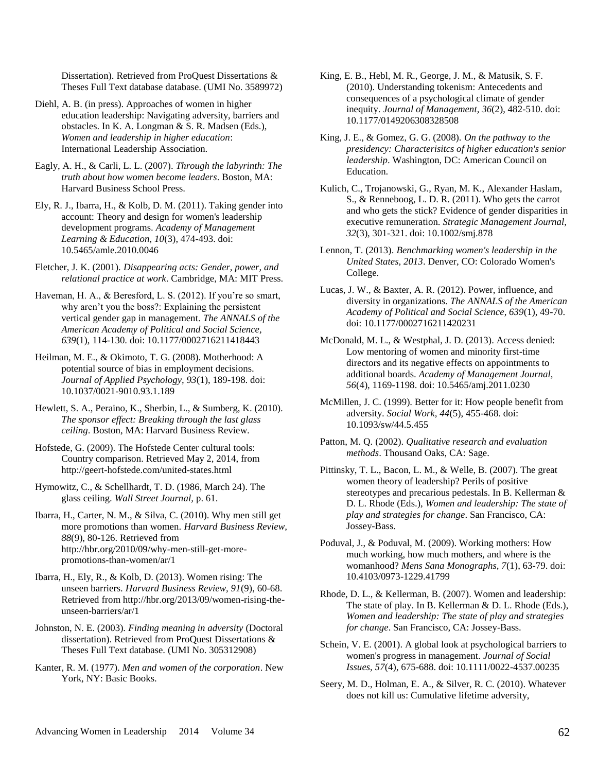Dissertation). Retrieved from ProQuest Dissertations & Theses Full Text database database. (UMI No. 3589972)

Diehl, A. B. (in press). Approaches of women in higher education leadership: Navigating adversity, barriers and obstacles. In K. A. Longman & S. R. Madsen (Eds.), *Women and leadership in higher education*: International Leadership Association.

Eagly, A. H., & Carli, L. L. (2007). *Through the labyrinth: The truth about how women become leaders*. Boston, MA: Harvard Business School Press.

Ely, R. J., Ibarra, H., & Kolb, D. M. (2011). Taking gender into account: Theory and design for women's leadership development programs. *Academy of Management Learning & Education, 10*(3), 474-493. doi: 10.5465/amle.2010.0046

Fletcher, J. K. (2001). *Disappearing acts: Gender, power, and relational practice at work*. Cambridge, MA: MIT Press.

Haveman, H. A., & Beresford, L. S. (2012). If you're so smart, why aren't you the boss?: Explaining the persistent vertical gender gap in management. *The ANNALS of the American Academy of Political and Social Science, 639*(1), 114-130. doi: 10.1177/0002716211418443

Heilman, M. E., & Okimoto, T. G. (2008). Motherhood: A potential source of bias in employment decisions. *Journal of Applied Psychology, 93*(1), 189-198. doi: 10.1037/0021-9010.93.1.189

Hewlett, S. A., Peraino, K., Sherbin, L., & Sumberg, K. (2010). *The sponsor effect: Breaking through the last glass ceiling*. Boston, MA: Harvard Business Review.

Hofstede, G. (2009). The Hofstede Center cultural tools: Country comparison. Retrieved May 2, 2014, from http://geert-hofstede.com/united-states.html

Hymowitz, C., & Schellhardt, T. D. (1986, March 24). The glass ceiling. *Wall Street Journal*, p. 61.

Ibarra, H., Carter, N. M., & Silva, C. (2010). Why men still get more promotions than women. *Harvard Business Review, 88*(9), 80-126. Retrieved from http://hbr.org/2010/09/why-men-still-get-more-promotions-than-women/ar/1

Ibarra, H., Ely, R., & Kolb, D. (2013). Women rising: The unseen barriers. *Harvard Business Review, 91*(9), 60-68. Retrieved from http://hbr.org/2013/09/women-rising-the-unseen-barriers/ar/1

Johnston, N. E. (2003). *Finding meaning in adversity* (Doctoral dissertation). Retrieved from ProQuest Dissertations & Theses Full Text database. (UMI No. 305312908)

Kanter, R. M. (1977). *Men and women of the corporation*. New York, NY: Basic Books.

King, E. B., Hebl, M. R., George, J. M., & Matusik, S. F. (2010). Understanding tokenism: Antecedents and consequences of a psychological climate of gender inequity. *Journal of Management, 36*(2), 482-510. doi: 10.1177/0149206308328508

King, J. E., & Gomez, G. G. (2008). *On the pathway to the presidency: Characterisitcs of higher education's senior leadership*. Washington, DC: American Council on Education.

Kulich, C., Trojanowski, G., Ryan, M. K., Alexander Haslam, S., & Renneboog, L. D. R. (2011). Who gets the carrot and who gets the stick? Evidence of gender disparities in executive remuneration. *Strategic Management Journal, 32*(3), 301-321. doi: 10.1002/smj.878

Lennon, T. (2013). *Benchmarking women's leadership in the United States, 2013*. Denver, CO: Colorado Women's College.

Lucas, J. W., & Baxter, A. R. (2012). Power, influence, and diversity in organizations. *The ANNALS of the American Academy of Political and Social Science, 639*(1), 49-70. doi: 10.1177/0002716211420231

McDonald, M. L., & Westphal, J. D. (2013). Access denied: Low mentoring of women and minority first-time directors and its negative effects on appointments to additional boards. *Academy of Management Journal, 56*(4), 1169-1198. doi: 10.5465/amj.2011.0230

McMillen, J. C. (1999). Better for it: How people benefit from adversity. *Social Work, 44*(5), 455-468. doi: 10.1093/sw/44.5.455

Patton, M. Q. (2002). *Qualitative research and evaluation methods*. Thousand Oaks, CA: Sage.

Pittinsky, T. L., Bacon, L. M., & Welle, B. (2007). The great women theory of leadership? Perils of positive stereotypes and precarious pedestals. In B. Kellerman & D. L. Rhode (Eds.), *Women and leadership: The state of play and strategies for change*. San Francisco, CA: Jossey-Bass.

Poduval, J., & Poduval, M. (2009). Working mothers: How much working, how much mothers, and where is the womanhood? *Mens Sana Monographs, 7*(1), 63-79. doi: 10.4103/0973-1229.41799

Rhode, D. L., & Kellerman, B. (2007). Women and leadership: The state of play. In B. Kellerman & D. L. Rhode (Eds.), *Women and leadership: The state of play and strategies for change*. San Francisco, CA: Jossey-Bass.

Schein, V. E. (2001). A global look at psychological barriers to women's progress in management. *Journal of Social Issues, 57*(4), 675-688. doi: 10.1111/0022-4537.00235

Seery, M. D., Holman, E. A., & Silver, R. C. (2010). Whatever does not kill us: Cumulative lifetime adversity,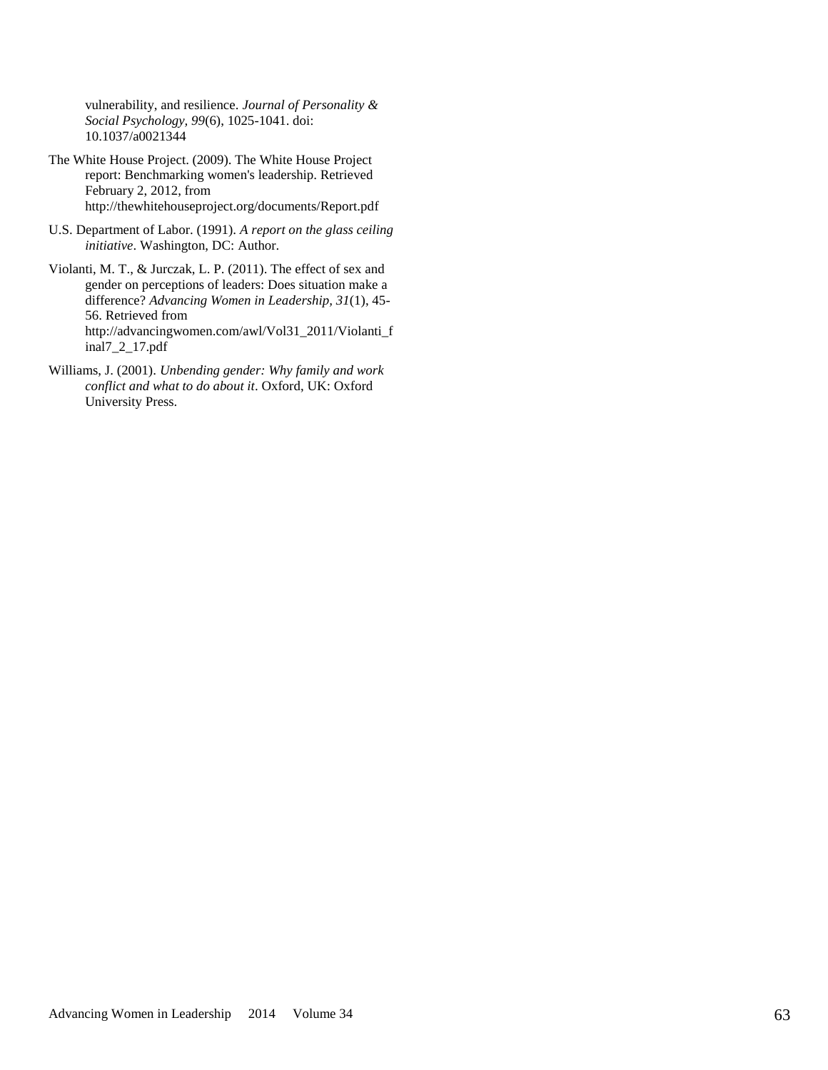vulnerability, and resilience. *Journal of Personality & Social Psychology, 99*(6), 1025-1041. doi: 10.1037/a0021344

The White House Project. (2009). The White House Project report: Benchmarking women's leadership. Retrieved February 2, 2012, from http://thewhitehouseproject.org/documents/Report.pdf

U.S. Department of Labor. (1991). *A report on the glass ceiling initiative*. Washington, DC: Author.

Violanti, M. T., & Jurczak, L. P. (2011). The effect of sex and gender on perceptions of leaders: Does situation make a difference? *Advancing Women in Leadership, 31*(1), 45-56. Retrieved from http://advancingwomen.com/awl/Vol31_2011/Violanti_final7_2_17.pdf

Williams, J. (2001). *Unbending gender: Why family and work conflict and what to do about it*. Oxford, UK: Oxford University Press.